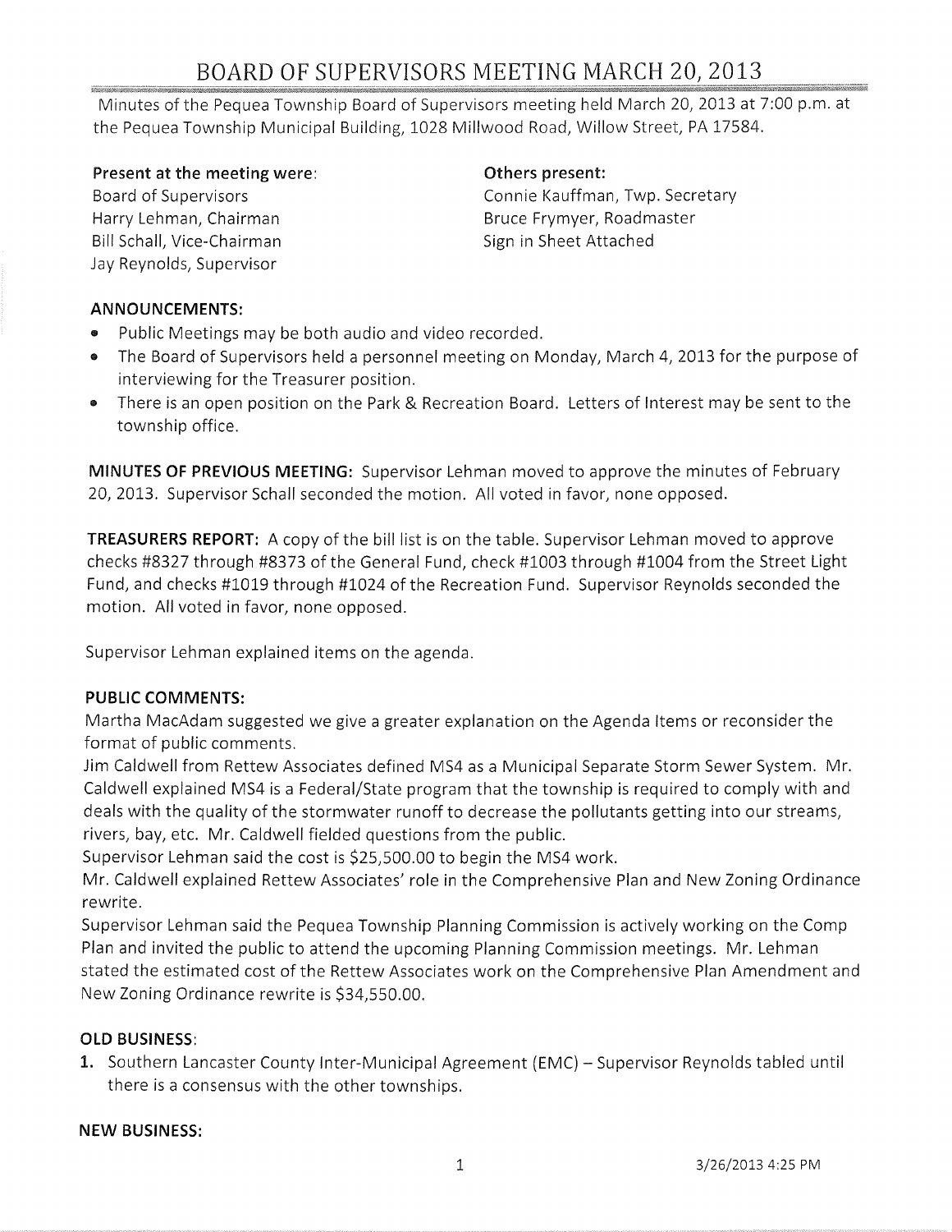# BOARD OF SUPERVISORS MEETING MARCH 20, 2013

Minutes of the Pequea Township Board of Supervisors meeting held March 20, 2013 at 7:00 p.m. at the Pequea Township Municipal Building, 1028 Millwood Road, Willow Street, PA 17584.

**Present at the meeting were:**
Board of Supervisors
Harry Lehman, Chairman
Bill Schall, Vice-Chairman
Jay Reynolds, Supervisor

**Others present:**
Connie Kauffman, Twp. Secretary
Bruce Frymyer, Roadmaster
Sign in Sheet Attached

**ANNOUNCEMENTS:**

- Public Meetings may be both audio and video recorded.
- The Board of Supervisors held a personnel meeting on Monday, March 4, 2013 for the purpose of interviewing for the Treasurer position.
- There is an open position on the Park & Recreation Board. Letters of Interest may be sent to the township office.

**MINUTES OF PREVIOUS MEETING:** Supervisor Lehman moved to approve the minutes of February 20, 2013. Supervisor Schall seconded the motion. All voted in favor, none opposed.

**TREASURERS REPORT:** A copy of the bill list is on the table. Supervisor Lehman moved to approve checks #8327 through #8373 of the General Fund, check #1003 through #1004 from the Street Light Fund, and checks #1019 through #1024 of the Recreation Fund. Supervisor Reynolds seconded the motion. All voted in favor, none opposed.

Supervisor Lehman explained items on the agenda.

**PUBLIC COMMENTS:**

Martha MacAdam suggested we give a greater explanation on the Agenda Items or reconsider the format of public comments.

Jim Caldwell from Rettew Associates defined MS4 as a Municipal Separate Storm Sewer System. Mr. Caldwell explained MS4 is a Federal/State program that the township is required to comply with and deals with the quality of the stormwater runoff to decrease the pollutants getting into our streams, rivers, bay, etc. Mr. Caldwell fielded questions from the public.

Supervisor Lehman said the cost is $25,500.00 to begin the MS4 work.

Mr. Caldwell explained Rettew Associates' role in the Comprehensive Plan and New Zoning Ordinance rewrite.

Supervisor Lehman said the Pequea Township Planning Commission is actively working on the Comp Plan and invited the public to attend the upcoming Planning Commission meetings. Mr. Lehman stated the estimated cost of the Rettew Associates work on the Comprehensive Plan Amendment and New Zoning Ordinance rewrite is $34,550.00.

**OLD BUSINESS:**

1. Southern Lancaster County Inter-Municipal Agreement (EMC) – Supervisor Reynolds tabled until there is a consensus with the other townships.

**NEW BUSINESS:**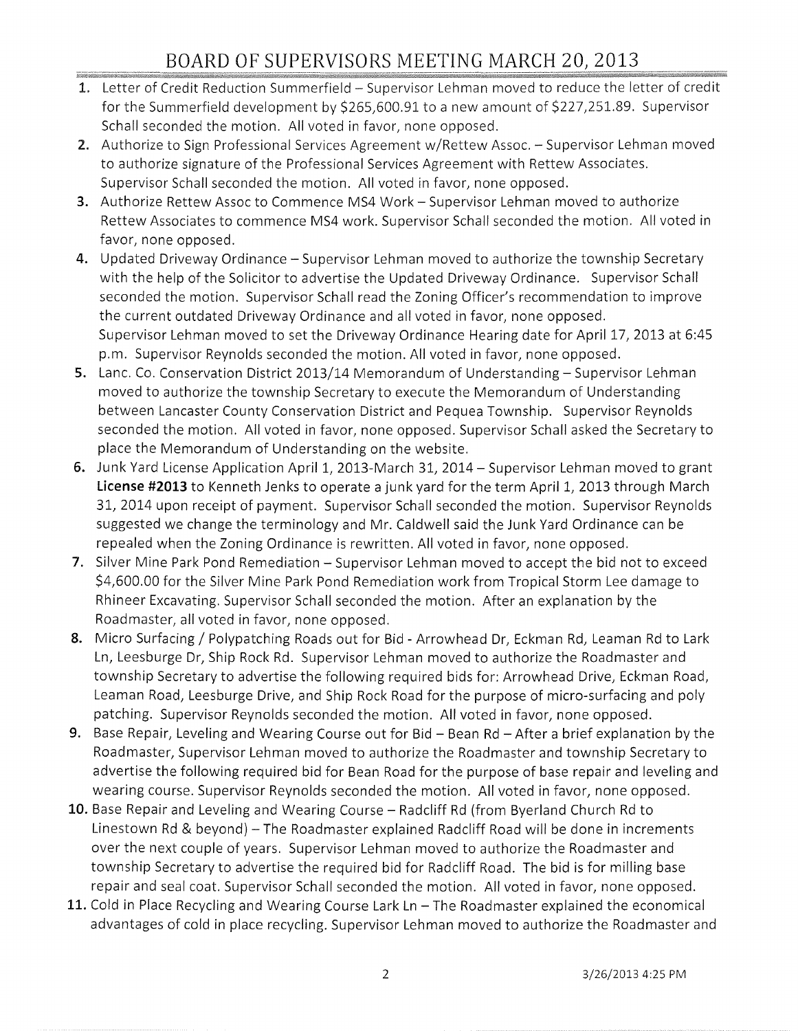# BOARD OF SUPERVISORS MEETING MARCH 20, 2013

1. Letter of Credit Reduction Summerfield – Supervisor Lehman moved to reduce the letter of credit for the Summerfield development by $265,600.91 to a new amount of $227,251.89. Supervisor Schall seconded the motion. All voted in favor, none opposed.
2. Authorize to Sign Professional Services Agreement w/Rettew Assoc. – Supervisor Lehman moved to authorize signature of the Professional Services Agreement with Rettew Associates. Supervisor Schall seconded the motion. All voted in favor, none opposed.
3. Authorize Rettew Assoc to Commence MS4 Work – Supervisor Lehman moved to authorize Rettew Associates to commence MS4 work. Supervisor Schall seconded the motion. All voted in favor, none opposed.
4. Updated Driveway Ordinance – Supervisor Lehman moved to authorize the township Secretary with the help of the Solicitor to advertise the Updated Driveway Ordinance. Supervisor Schall seconded the motion. Supervisor Schall read the Zoning Officer's recommendation to improve the current outdated Driveway Ordinance and all voted in favor, none opposed. Supervisor Lehman moved to set the Driveway Ordinance Hearing date for April 17, 2013 at 6:45 p.m. Supervisor Reynolds seconded the motion. All voted in favor, none opposed.
5. Lanc. Co. Conservation District 2013/14 Memorandum of Understanding – Supervisor Lehman moved to authorize the township Secretary to execute the Memorandum of Understanding between Lancaster County Conservation District and Pequea Township. Supervisor Reynolds seconded the motion. All voted in favor, none opposed. Supervisor Schall asked the Secretary to place the Memorandum of Understanding on the website.
6. Junk Yard License Application April 1, 2013-March 31, 2014 – Supervisor Lehman moved to grant **License #2013** to Kenneth Jenks to operate a junk yard for the term April 1, 2013 through March 31, 2014 upon receipt of payment. Supervisor Schall seconded the motion. Supervisor Reynolds suggested we change the terminology and Mr. Caldwell said the Junk Yard Ordinance can be repealed when the Zoning Ordinance is rewritten. All voted in favor, none opposed.
7. Silver Mine Park Pond Remediation – Supervisor Lehman moved to accept the bid not to exceed $4,600.00 for the Silver Mine Park Pond Remediation work from Tropical Storm Lee damage to Rhineer Excavating. Supervisor Schall seconded the motion. After an explanation by the Roadmaster, all voted in favor, none opposed.
8. Micro Surfacing / Polypatching Roads out for Bid - Arrowhead Dr, Eckman Rd, Leaman Rd to Lark Ln, Leesburge Dr, Ship Rock Rd. Supervisor Lehman moved to authorize the Roadmaster and township Secretary to advertise the following required bids for: Arrowhead Drive, Eckman Road, Leaman Road, Leesburge Drive, and Ship Rock Road for the purpose of micro-surfacing and poly patching. Supervisor Reynolds seconded the motion. All voted in favor, none opposed.
9. Base Repair, Leveling and Wearing Course out for Bid – Bean Rd – After a brief explanation by the Roadmaster, Supervisor Lehman moved to authorize the Roadmaster and township Secretary to advertise the following required bid for Bean Road for the purpose of base repair and leveling and wearing course. Supervisor Reynolds seconded the motion. All voted in favor, none opposed.
10. Base Repair and Leveling and Wearing Course – Radcliff Rd (from Byerland Church Rd to Linestown Rd & beyond) – The Roadmaster explained Radcliff Road will be done in increments over the next couple of years. Supervisor Lehman moved to authorize the Roadmaster and township Secretary to advertise the required bid for Radcliff Road. The bid is for milling base repair and seal coat. Supervisor Schall seconded the motion. All voted in favor, none opposed.
11. Cold in Place Recycling and Wearing Course Lark Ln – The Roadmaster explained the economical advantages of cold in place recycling. Supervisor Lehman moved to authorize the Roadmaster and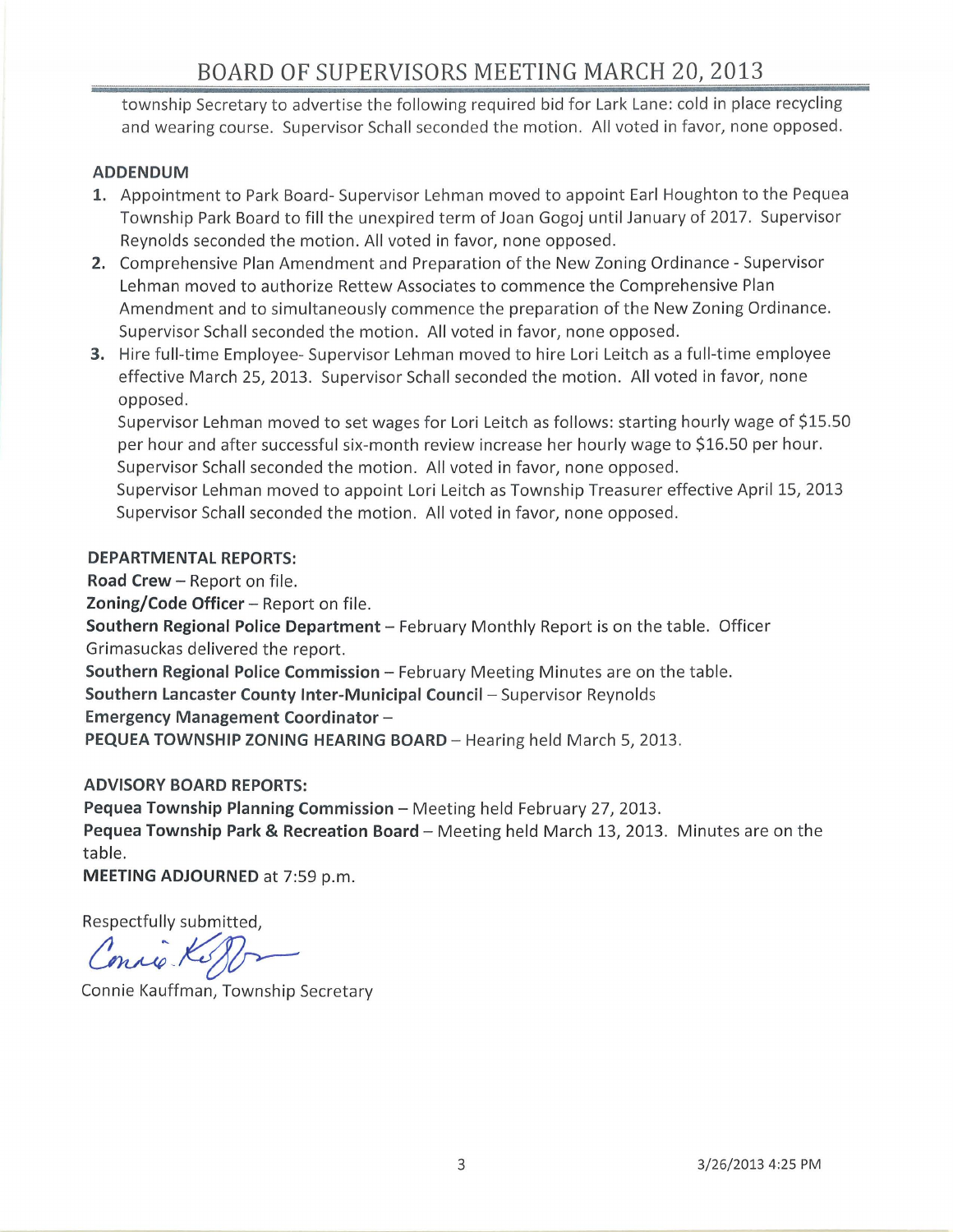township Secretary to advertise the following required bid for Lark Lane: cold in place recycling and wearing course. Supervisor Schall seconded the motion. All voted in favor, none opposed.

**ADDENDUM**

1. Appointment to Park Board- Supervisor Lehman moved to appoint Earl Houghton to the Pequea Township Park Board to fill the unexpired term of Joan Gogoj until January of 2017. Supervisor Reynolds seconded the motion. All voted in favor, none opposed.
2. Comprehensive Plan Amendment and Preparation of the New Zoning Ordinance - Supervisor Lehman moved to authorize Rettew Associates to commence the Comprehensive Plan Amendment and to simultaneously commence the preparation of the New Zoning Ordinance. Supervisor Schall seconded the motion. All voted in favor, none opposed.
3. Hire full-time Employee- Supervisor Lehman moved to hire Lori Leitch as a full-time employee effective March 25, 2013. Supervisor Schall seconded the motion. All voted in favor, none opposed.
   Supervisor Lehman moved to set wages for Lori Leitch as follows: starting hourly wage of $15.50 per hour and after successful six-month review increase her hourly wage to $16.50 per hour. Supervisor Schall seconded the motion. All voted in favor, none opposed.
   Supervisor Lehman moved to appoint Lori Leitch as Township Treasurer effective April 15, 2013 Supervisor Schall seconded the motion. All voted in favor, none opposed.

**DEPARTMENTAL REPORTS:**

**Road Crew** – Report on file.
**Zoning/Code Officer** – Report on file.
**Southern Regional Police Department** – February Monthly Report is on the table. Officer Grimasuckas delivered the report.
**Southern Regional Police Commission** – February Meeting Minutes are on the table.
**Southern Lancaster County Inter-Municipal Council** – Supervisor Reynolds
**Emergency Management Coordinator** –
**PEQUEA TOWNSHIP ZONING HEARING BOARD** – Hearing held March 5, 2013.

**ADVISORY BOARD REPORTS:**

**Pequea Township Planning Commission** – Meeting held February 27, 2013.
**Pequea Township Park & Recreation Board** – Meeting held March 13, 2013. Minutes are on the table.
**MEETING ADJOURNED** at 7:59 p.m.

Respectfully submitted,

Connie Kauffman, Township Secretary

3/26/2013 4:25 PM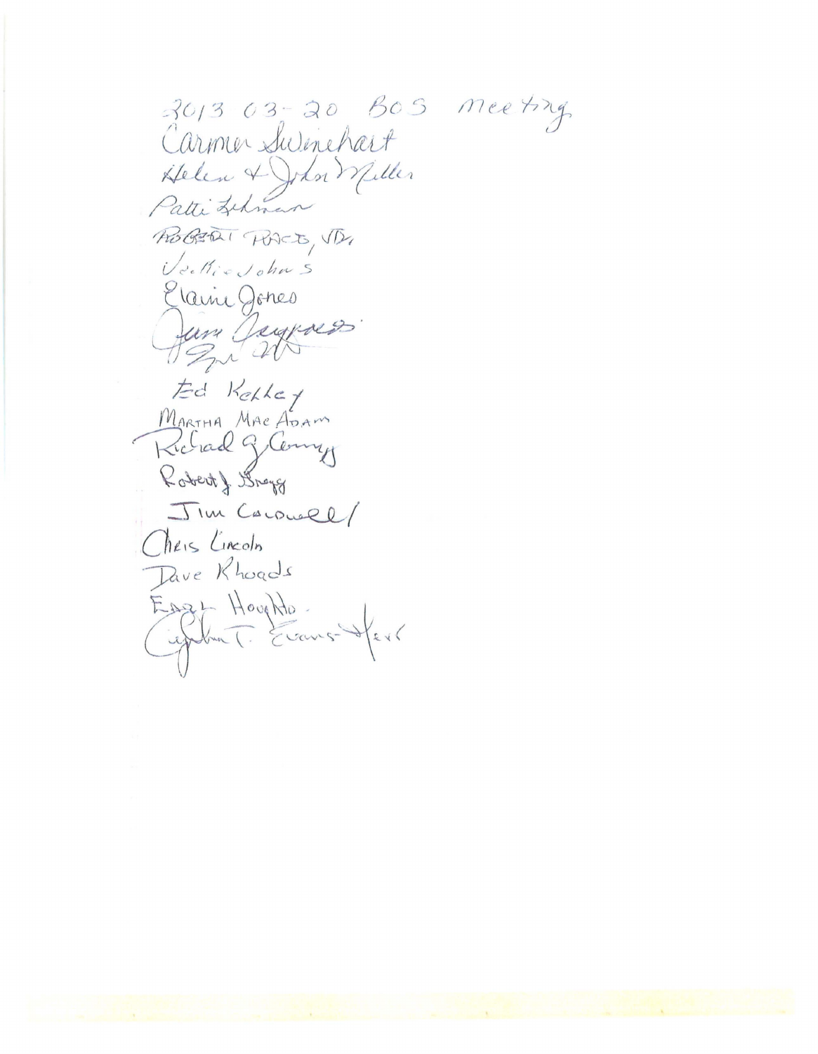2013 03-20 BOS meeting

Carmen Swinehart

Helen & John Miller

Patti Lehman

ROBERT PACE, VDI

Jackie Johns

Elaine Jones

Jim Jaegness

Ed Kelley

MARTHA MACADAM

Richard G. Cenny

Robert J. Bragg

Jim Caldwell

Chris Lincoln

Dave Rhoads

EARL HOUGHTO.

Cynthia T. Evans-Herr